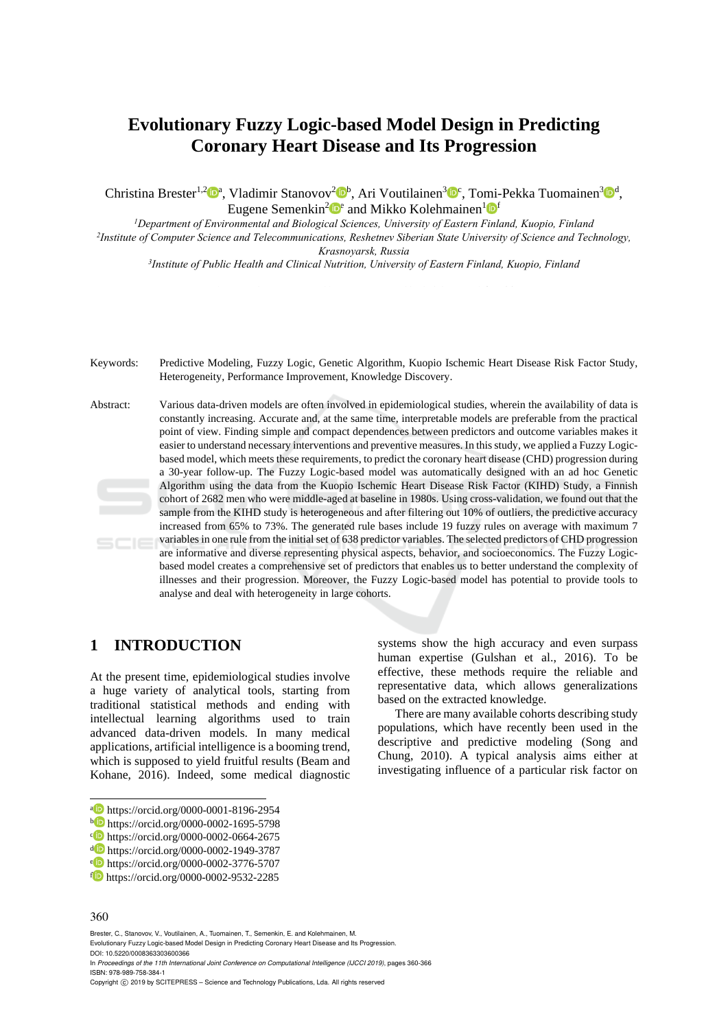# Evolutionary Fuzzy Logic-based Model Design in Predicting Coronary Heart Disease and Its Progression

Christina Brester[1,2][a], Vladimir Stanovov[2][b], Ari Voutilainen[3][c], Tomi-Pekka Tuomainen[3][d], Eugene Semenkin[2][e] and Mikko Kolehmainen[1][f]

[1]*Department of Environmental and Biological Sciences, University of Eastern Finland, Kuopio, Finland*
[2]*Institute of Computer Science and Telecommunications, Reshetnev Siberian State University of Science and Technology, Krasnoyarsk, Russia*
[3]*Institute of Public Health and Clinical Nutrition, University of Eastern Finland, Kuopio, Finland*

Keywords: Predictive Modeling, Fuzzy Logic, Genetic Algorithm, Kuopio Ischemic Heart Disease Risk Factor Study, Heterogeneity, Performance Improvement, Knowledge Discovery.

Abstract: Various data-driven models are often involved in epidemiological studies, wherein the availability of data is constantly increasing. Accurate and, at the same time, interpretable models are preferable from the practical point of view. Finding simple and compact dependences between predictors and outcome variables makes it easier to understand necessary interventions and preventive measures. In this study, we applied a Fuzzy Logic-based model, which meets these requirements, to predict the coronary heart disease (CHD) progression during a 30-year follow-up. The Fuzzy Logic-based model was automatically designed with an ad hoc Genetic Algorithm using the data from the Kuopio Ischemic Heart Disease Risk Factor (KIHD) Study, a Finnish cohort of 2682 men who were middle-aged at baseline in 1980s. Using cross-validation, we found out that the sample from the KIHD study is heterogeneous and after filtering out 10% of outliers, the predictive accuracy increased from 65% to 73%. The generated rule bases include 19 fuzzy rules on average with maximum 7 variables in one rule from the initial set of 638 predictor variables. The selected predictors of CHD progression are informative and diverse representing physical aspects, behavior, and socioeconomics. The Fuzzy Logic-based model creates a comprehensive set of predictors that enables us to better understand the complexity of illnesses and their progression. Moreover, the Fuzzy Logic-based model has potential to provide tools to analyse and deal with heterogeneity in large cohorts.

## 1 INTRODUCTION

At the present time, epidemiological studies involve a huge variety of analytical tools, starting from traditional statistical methods and ending with intellectual learning algorithms used to train advanced data-driven models. In many medical applications, artificial intelligence is a booming trend, which is supposed to yield fruitful results (Beam and Kohane, 2016). Indeed, some medical diagnostic systems show the high accuracy and even surpass human expertise (Gulshan et al., 2016). To be effective, these methods require the reliable and representative data, which allows generalizations based on the extracted knowledge.

There are many available cohorts describing study populations, which have recently been used in the descriptive and predictive modeling (Song and Chung, 2010). A typical analysis aims either at investigating influence of a particular risk factor on

[a] https://orcid.org/0000-0001-8196-2954
[b] https://orcid.org/0000-0002-1695-5798
[c] https://orcid.org/0000-0002-0664-2675
[d] https://orcid.org/0000-0002-1949-3787
[e] https://orcid.org/0000-0002-3776-5707
[f] https://orcid.org/0000-0002-9532-2285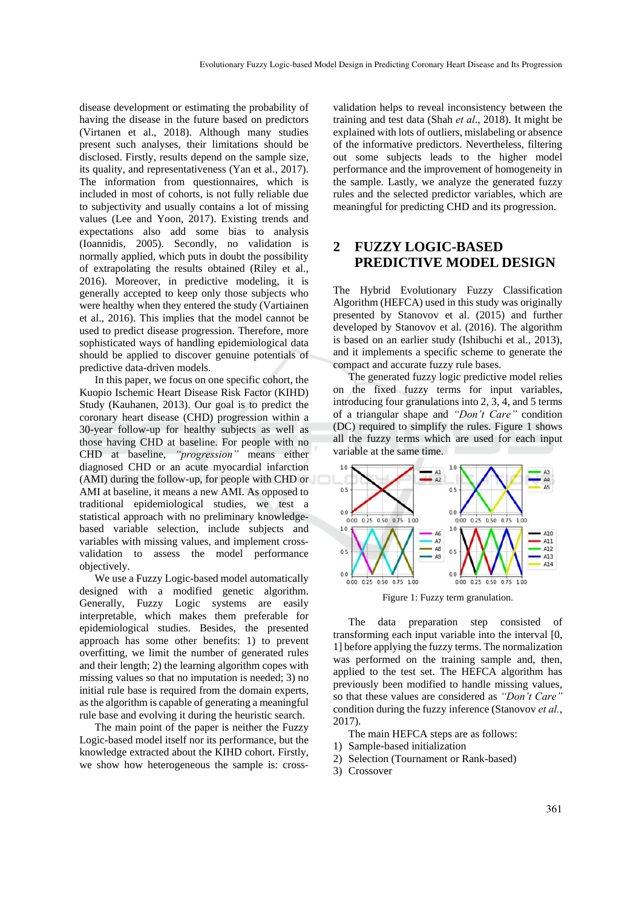disease development or estimating the probability of having the disease in the future based on predictors (Virtanen et al., 2018). Although many studies present such analyses, their limitations should be disclosed. Firstly, results depend on the sample size, its quality, and representativeness (Yan et al., 2017). The information from questionnaires, which is included in most of cohorts, is not fully reliable due to subjectivity and usually contains a lot of missing values (Lee and Yoon, 2017). Existing trends and expectations also add some bias to analysis (Ioannidis, 2005). Secondly, no validation is normally applied, which puts in doubt the possibility of extrapolating the results obtained (Riley et al., 2016). Moreover, in predictive modeling, it is generally accepted to keep only those subjects who were healthy when they entered the study (Vartiainen et al., 2016). This implies that the model cannot be used to predict disease progression. Therefore, more sophisticated ways of handling epidemiological data should be applied to discover genuine potentials of predictive data-driven models.

In this paper, we focus on one specific cohort, the Kuopio Ischemic Heart Disease Risk Factor (KIHD) Study (Kauhanen, 2013). Our goal is to predict the coronary heart disease (CHD) progression within a 30-year follow-up for healthy subjects as well as those having CHD at baseline. For people with no CHD at baseline, *"progression"* means either diagnosed CHD or an acute myocardial infarction (AMI) during the follow-up, for people with CHD or AMI at baseline, it means a new AMI. As opposed to traditional epidemiological studies, we test a statistical approach with no preliminary knowledge-based variable selection, include subjects and variables with missing values, and implement cross-validation to assess the model performance objectively.

We use a Fuzzy Logic-based model automatically designed with a modified genetic algorithm. Generally, Fuzzy Logic systems are easily interpretable, which makes them preferable for epidemiological studies. Besides, the presented approach has some other benefits: 1) to prevent overfitting, we limit the number of generated rules and their length; 2) the learning algorithm copes with missing values so that no imputation is needed; 3) no initial rule base is required from the domain experts, as the algorithm is capable of generating a meaningful rule base and evolving it during the heuristic search.

The main point of the paper is neither the Fuzzy Logic-based model itself nor its performance, but the knowledge extracted about the KIHD cohort. Firstly, we show how heterogeneous the sample is: cross-validation helps to reveal inconsistency between the training and test data (Shah *et al*., 2018). It might be explained with lots of outliers, mislabeling or absence of the informative predictors. Nevertheless, filtering out some subjects leads to the higher model performance and the improvement of homogeneity in the sample. Lastly, we analyze the generated fuzzy rules and the selected predictor variables, which are meaningful for predicting CHD and its progression.

## 2 FUZZY LOGIC-BASED PREDICTIVE MODEL DESIGN

The Hybrid Evolutionary Fuzzy Classification Algorithm (HEFCA) used in this study was originally presented by Stanovov et al. (2015) and further developed by Stanovov et al. (2016). The algorithm is based on an earlier study (Ishibuchi et al., 2013), and it implements a specific scheme to generate the compact and accurate fuzzy rule bases.

The generated fuzzy logic predictive model relies on the fixed fuzzy terms for input variables, introducing four granulations into 2, 3, 4, and 5 terms of a triangular shape and *"Don't Care"* condition (DC) required to simplify the rules. Figure 1 shows all the fuzzy terms which are used for each input variable at the same time.

Figure 1: Fuzzy term granulation.

The data preparation step consisted of transforming each input variable into the interval [0, 1] before applying the fuzzy terms. The normalization was performed on the training sample and, then, applied to the test set. The HEFCA algorithm has previously been modified to handle missing values, so that these values are considered as *"Don't Care"* condition during the fuzzy inference (Stanovov *et al.*, 2017).

The main HEFCA steps are as follows:

1) Sample-based initialization
2) Selection (Tournament or Rank-based)
3) Crossover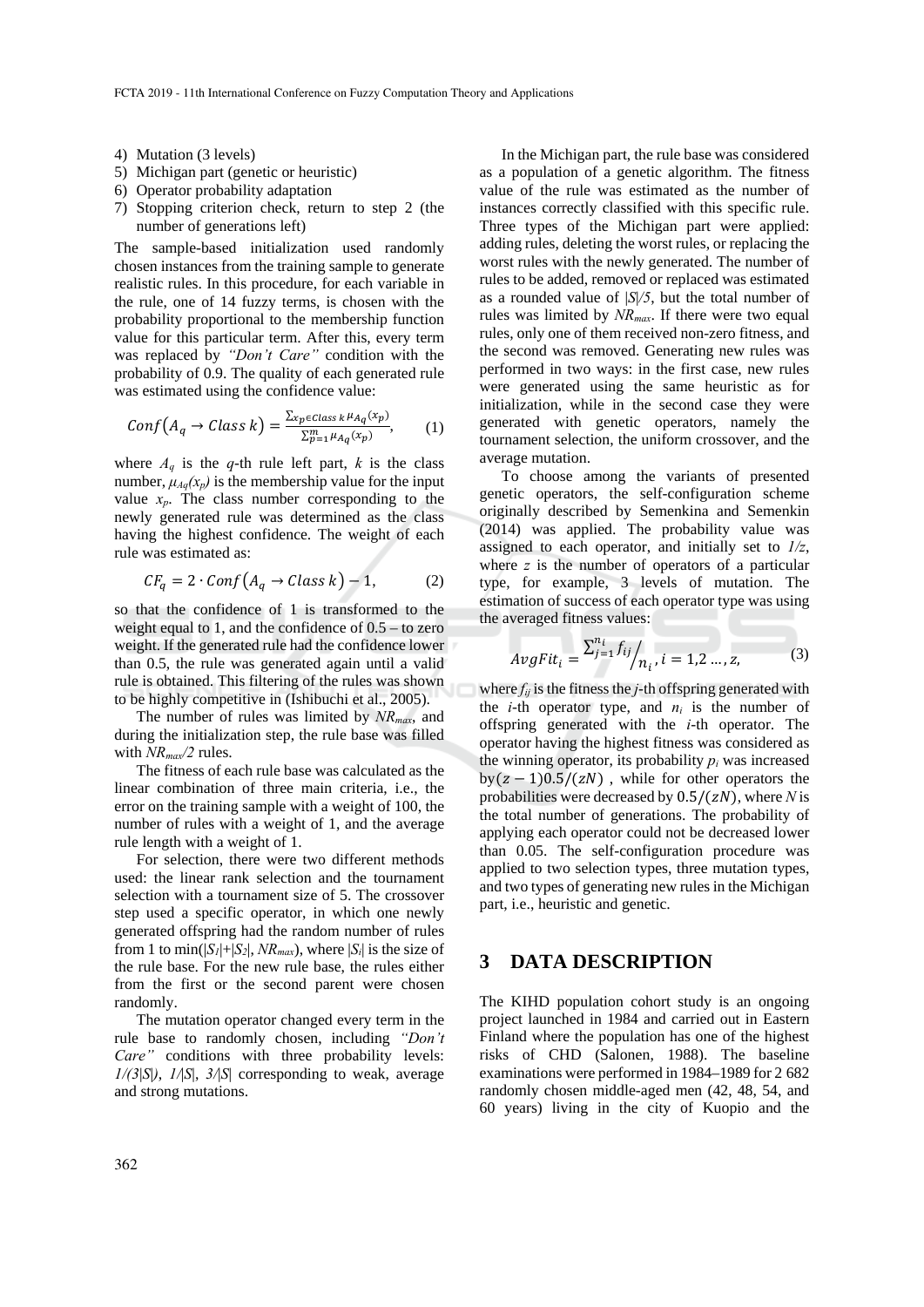4) Mutation (3 levels)
5) Michigan part (genetic or heuristic)
6) Operator probability adaptation
7) Stopping criterion check, return to step 2 (the number of generations left)

The sample-based initialization used randomly chosen instances from the training sample to generate realistic rules. In this procedure, for each variable in the rule, one of 14 fuzzy terms, is chosen with the probability proportional to the membership function value for this particular term. After this, every term was replaced by *"Don't Care"* condition with the probability of 0.9. The quality of each generated rule was estimated using the confidence value:

$$Conf(A_q \rightarrow Class\ k) = \frac{\sum_{x_p \in Class\ k} \mu_{A_q}(x_p)}{\sum_{p=1}^{m} \mu_{A_q}(x_p)}, \quad (1)$$

where $A_q$ is the $q$-th rule left part, $k$ is the class number, $\mu_{Aq}(x_p)$ is the membership value for the input value $x_p$. The class number corresponding to the newly generated rule was determined as the class having the highest confidence. The weight of each rule was estimated as:

$$CF_q = 2 \cdot Conf(A_q \rightarrow Class\ k) - 1, \quad (2)$$

so that the confidence of 1 is transformed to the weight equal to 1, and the confidence of 0.5 – to zero weight. If the generated rule had the confidence lower than 0.5, the rule was generated again until a valid rule is obtained. This filtering of the rules was shown to be highly competitive in (Ishibuchi et al., 2005).

The number of rules was limited by $NR_{max}$, and during the initialization step, the rule base was filled with $NR_{max}/2$ rules.

The fitness of each rule base was calculated as the linear combination of three main criteria, i.e., the error on the training sample with a weight of 100, the number of rules with a weight of 1, and the average rule length with a weight of 1.

For selection, there were two different methods used: the linear rank selection and the tournament selection with a tournament size of 5. The crossover step used a specific operator, in which one newly generated offspring had the random number of rules from 1 to $\min(|S_1|+|S_2|, NR_{max})$, where $|S_i|$ is the size of the rule base. For the new rule base, the rules either from the first or the second parent were chosen randomly.

The mutation operator changed every term in the rule base to randomly chosen, including *"Don't Care"* conditions with three probability levels: $1/(3|S|)$, $1/|S|$, $3/|S|$ corresponding to weak, average and strong mutations.

In the Michigan part, the rule base was considered as a population of a genetic algorithm. The fitness value of the rule was estimated as the number of instances correctly classified with this specific rule. Three types of the Michigan part were applied: adding rules, deleting the worst rules, or replacing the worst rules with the newly generated. The number of rules to be added, removed or replaced was estimated as a rounded value of $|S|/5$, but the total number of rules was limited by $NR_{max}$. If there were two equal rules, only one of them received non-zero fitness, and the second was removed. Generating new rules was performed in two ways: in the first case, new rules were generated using the same heuristic as for initialization, while in the second case they were generated with genetic operators, namely the tournament selection, the uniform crossover, and the average mutation.

To choose among the variants of presented genetic operators, the self-configuration scheme originally described by Semenkina and Semenkin (2014) was applied. The probability value was assigned to each operator, and initially set to $1/z$, where $z$ is the number of operators of a particular type, for example, 3 levels of mutation. The estimation of success of each operator type was using the averaged fitness values:

$$AvgFit_i = \sum_{j=1}^{n_i} f_{ij} \Big/ n_i, \; i = 1,2 \ldots, z, \quad (3)$$

where $f_{ij}$ is the fitness the $j$-th offspring generated with the $i$-th operator type, and $n_i$ is the number of offspring generated with the $i$-th operator. The operator having the highest fitness was considered as the winning operator, its probability $p_i$ was increased by $(z-1)0.5/(zN)$, while for other operators the probabilities were decreased by $0.5/(zN)$, where $N$ is the total number of generations. The probability of applying each operator could not be decreased lower than 0.05. The self-configuration procedure was applied to two selection types, three mutation types, and two types of generating new rules in the Michigan part, i.e., heuristic and genetic.

## 3 DATA DESCRIPTION

The KIHD population cohort study is an ongoing project launched in 1984 and carried out in Eastern Finland where the population has one of the highest risks of CHD (Salonen, 1988). The baseline examinations were performed in 1984–1989 for 2 682 randomly chosen middle-aged men (42, 48, 54, and 60 years) living in the city of Kuopio and the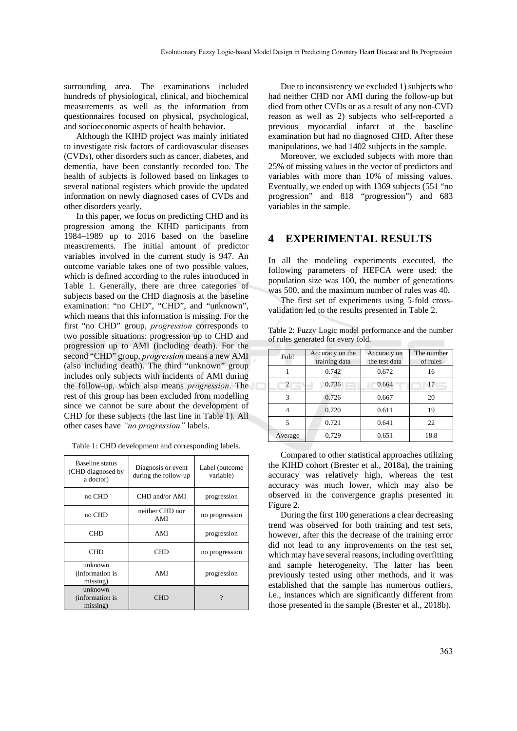surrounding area. The examinations included hundreds of physiological, clinical, and biochemical measurements as well as the information from questionnaires focused on physical, psychological, and socioeconomic aspects of health behavior.

Although the KIHD project was mainly initiated to investigate risk factors of cardiovascular diseases (CVDs), other disorders such as cancer, diabetes, and dementia, have been constantly recorded too. The health of subjects is followed based on linkages to several national registers which provide the updated information on newly diagnosed cases of CVDs and other disorders yearly.

In this paper, we focus on predicting CHD and its progression among the KIHD participants from 1984–1989 up to 2016 based on the baseline measurements. The initial amount of predictor variables involved in the current study is 947. An outcome variable takes one of two possible values, which is defined according to the rules introduced in Table 1. Generally, there are three categories of subjects based on the CHD diagnosis at the baseline examination: "no CHD", "CHD", and "unknown", which means that this information is missing. For the first "no CHD" group, *progression* corresponds to two possible situations: progression up to CHD and progression up to AMI (including death). For the second "CHD" group, *progression* means a new AMI (also including death). The third "unknown" group includes only subjects with incidents of AMI during the follow-up, which also means *progression*. The rest of this group has been excluded from modelling since we cannot be sure about the development of CHD for these subjects (the last line in Table 1). All other cases have *"no progression"* labels.

Table 1: CHD development and corresponding labels.

| Baseline status (CHD diagnosed by a doctor) | Diagnosis or event during the follow-up | Label (outcome variable) |
|---|---|---|
| no CHD | CHD and/or AMI | progression |
| no CHD | neither CHD nor AMI | no progression |
| CHD | AMI | progression |
| CHD | CHD | no progression |
| unknown (information is missing) | AMI | progression |
| unknown (information is missing) | CHD | ? |

Due to inconsistency we excluded 1) subjects who had neither CHD nor AMI during the follow-up but died from other CVDs or as a result of any non-CVD reason as well as 2) subjects who self-reported a previous myocardial infarct at the baseline examination but had no diagnosed CHD. After these manipulations, we had 1402 subjects in the sample.

Moreover, we excluded subjects with more than 25% of missing values in the vector of predictors and variables with more than 10% of missing values. Eventually, we ended up with 1369 subjects (551 "no progression" and 818 "progression") and 683 variables in the sample.

## 4 EXPERIMENTAL RESULTS

In all the modeling experiments executed, the following parameters of HEFCA were used: the population size was 100, the number of generations was 500, and the maximum number of rules was 40.

The first set of experiments using 5-fold cross-validation led to the results presented in Table 2.

Table 2: Fuzzy Logic model performance and the number of rules generated for every fold.

| Fold | Accuracy on the training data | Accuracy on the test data | The number of rules |
|---|---|---|---|
| 1 | 0.742 | 0.672 | 16 |
| 2 | 0.736 | 0.664 | 17 |
| 3 | 0.726 | 0.667 | 20 |
| 4 | 0.720 | 0.611 | 19 |
| 5 | 0.721 | 0.641 | 22 |
| Average | 0.729 | 0.651 | 18.8 |

Compared to other statistical approaches utilizing the KIHD cohort (Brester et al., 2018a), the training accuracy was relatively high, whereas the test accuracy was much lower, which may also be observed in the convergence graphs presented in Figure 2.

During the first 100 generations a clear decreasing trend was observed for both training and test sets, however, after this the decrease of the training error did not lead to any improvements on the test set, which may have several reasons, including overfitting and sample heterogeneity. The latter has been previously tested using other methods, and it was established that the sample has numerous outliers, i.e., instances which are significantly different from those presented in the sample (Brester et al., 2018b).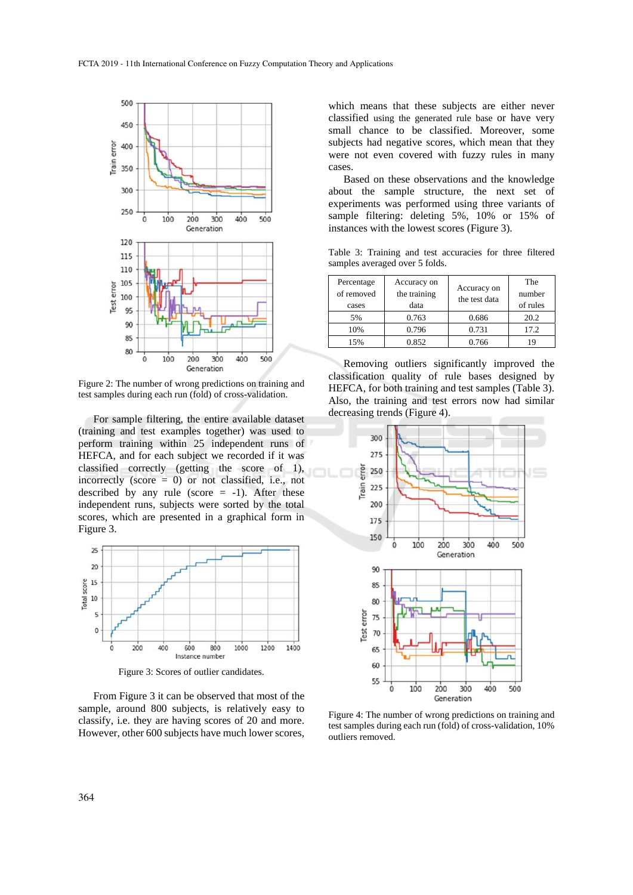Figure 2: The number of wrong predictions on training and test samples during each run (fold) of cross-validation.

For sample filtering, the entire available dataset (training and test examples together) was used to perform training within 25 independent runs of HEFCA, and for each subject we recorded if it was classified correctly (getting the score of 1), incorrectly (score = 0) or not classified, i.e., not described by any rule (score = -1). After these independent runs, subjects were sorted by the total scores, which are presented in a graphical form in Figure 3.

Figure 3: Scores of outlier candidates.

From Figure 3 it can be observed that most of the sample, around 800 subjects, is relatively easy to classify, i.e. they are having scores of 20 and more. However, other 600 subjects have much lower scores, which means that these subjects are either never classified using the generated rule base or have very small chance to be classified. Moreover, some subjects had negative scores, which mean that they were not even covered with fuzzy rules in many cases.

Based on these observations and the knowledge about the sample structure, the next set of experiments was performed using three variants of sample filtering: deleting 5%, 10% or 15% of instances with the lowest scores (Figure 3).

Table 3: Training and test accuracies for three filtered samples averaged over 5 folds.

| Percentage of removed cases | Accuracy on the training data | Accuracy on the test data | The number of rules |
|---|---|---|---|
| 5% | 0.763 | 0.686 | 20.2 |
| 10% | 0.796 | 0.731 | 17.2 |
| 15% | 0.852 | 0.766 | 19 |

Removing outliers significantly improved the classification quality of rule bases designed by HEFCA, for both training and test samples (Table 3). Also, the training and test errors now had similar decreasing trends (Figure 4).

Figure 4: The number of wrong predictions on training and test samples during each run (fold) of cross-validation, 10% outliers removed.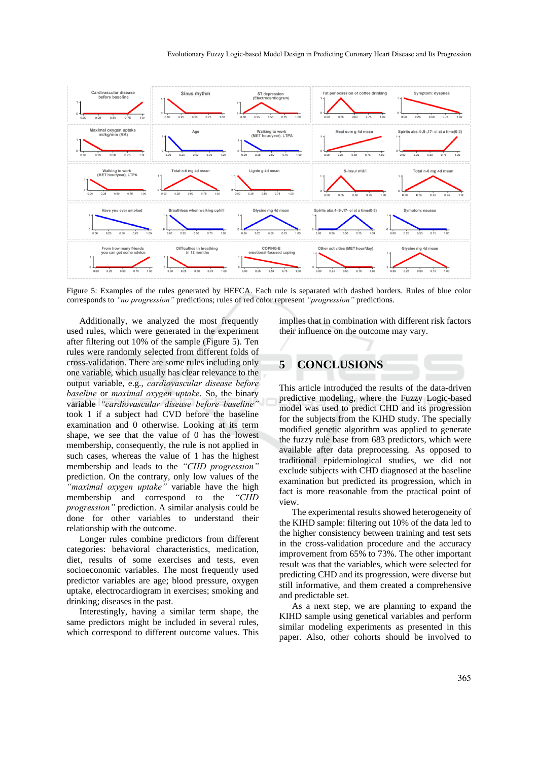Figure 5: Examples of the rules generated by HEFCA. Each rule is separated with dashed borders. Rules of blue color corresponds to *"no progression"* predictions; rules of red color represent *"progression"* predictions.

Additionally, we analyzed the most frequently used rules, which were generated in the experiment after filtering out 10% of the sample (Figure 5). Ten rules were randomly selected from different folds of cross-validation. There are some rules including only one variable, which usually has clear relevance to the output variable, e.g., *cardiovascular disease before baseline* or *maximal oxygen uptake*. So, the binary variable *"cardiovascular disease before baseline"* took 1 if a subject had CVD before the baseline examination and 0 otherwise. Looking at its term shape, we see that the value of 0 has the lowest membership, consequently, the rule is not applied in such cases, whereas the value of 1 has the highest membership and leads to the *"CHD progression"* prediction. On the contrary, only low values of the *"maximal oxygen uptake"* variable have the high membership and correspond to the *"CHD progression"* prediction. A similar analysis could be done for other variables to understand their relationship with the outcome.

Longer rules combine predictors from different categories: behavioral characteristics, medication, diet, results of some exercises and tests, even socioeconomic variables. The most frequently used predictor variables are age; blood pressure, oxygen uptake, electrocardiogram in exercises; smoking and drinking; diseases in the past.

Interestingly, having a similar term shape, the same predictors might be included in several rules, which correspond to different outcome values. This implies that in combination with different risk factors their influence on the outcome may vary.

## 5 CONCLUSIONS

This article introduced the results of the data-driven predictive modeling, where the Fuzzy Logic-based model was used to predict CHD and its progression for the subjects from the KIHD study. The specially modified genetic algorithm was applied to generate the fuzzy rule base from 683 predictors, which were available after data preprocessing. As opposed to traditional epidemiological studies, we did not exclude subjects with CHD diagnosed at the baseline examination but predicted its progression, which in fact is more reasonable from the practical point of view.

The experimental results showed heterogeneity of the KIHD sample: filtering out 10% of the data led to the higher consistency between training and test sets in the cross-validation procedure and the accuracy improvement from 65% to 73%. The other important result was that the variables, which were selected for predicting CHD and its progression, were diverse but still informative, and them created a comprehensive and predictable set.

As a next step, we are planning to expand the KIHD sample using genetical variables and perform similar modeling experiments as presented in this paper. Also, other cohorts should be involved to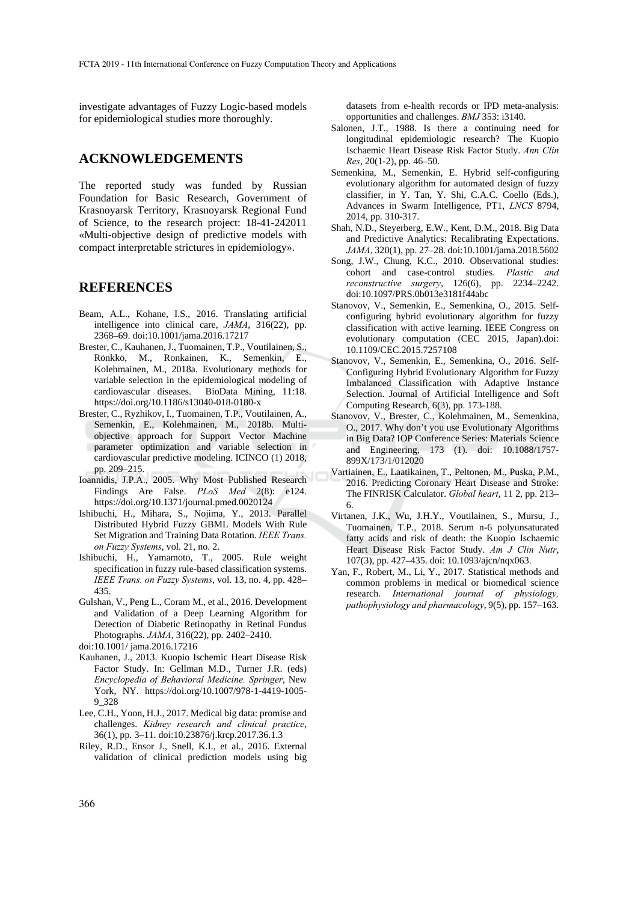investigate advantages of Fuzzy Logic-based models for epidemiological studies more thoroughly.

## ACKNOWLEDGEMENTS

The reported study was funded by Russian Foundation for Basic Research, Government of Krasnoyarsk Territory, Krasnoyarsk Regional Fund of Science, to the research project: 18-41-242011 «Multi-objective design of predictive models with compact interpretable strictures in epidemiology».

## REFERENCES

Beam, A.L., Kohane, I.S., 2016. Translating artificial intelligence into clinical care, *JAMA*, 316(22), pp. 2368–69. doi:10.1001/jama.2016.17217

Brester, C., Kauhanen, J., Tuomainen, T.P., Voutilainen, S., Rönkkö, M., Ronkainen, K., Semenkin, E., Kolehmainen, M., 2018a. Evolutionary methods for variable selection in the epidemiological modeling of cardiovascular diseases. BioData Mining, 11:18. https://doi.org/10.1186/s13040-018-0180-x

Brester, C., Ryzhikov, I., Tuomainen, T.P., Voutilainen, A., Semenkin, E., Kolehmainen, M., 2018b. Multi-objective approach for Support Vector Machine parameter optimization and variable selection in cardiovascular predictive modeling. ICINCO (1) 2018, pp. 209–215.

Ioannidis, J.P.A., 2005. Why Most Published Research Findings Are False. *PLoS Med* 2(8): e124. https://doi.org/10.1371/journal.pmed.0020124

Ishibuchi, H., Mihara, S., Nojima, Y., 2013. Parallel Distributed Hybrid Fuzzy GBML Models With Rule Set Migration and Training Data Rotation. *IEEE Trans. on Fuzzy Systems*, vol. 21, no. 2.

Ishibuchi, H., Yamamoto, T., 2005. Rule weight specification in fuzzy rule-based classification systems. *IEEE Trans. on Fuzzy Systems*, vol. 13, no. 4, pp. 428–435.

Gulshan, V., Peng L., Coram M., et al., 2016. Development and Validation of a Deep Learning Algorithm for Detection of Diabetic Retinopathy in Retinal Fundus Photographs. *JAMA*, 316(22), pp. 2402–2410. doi:10.1001/ jama.2016.17216

Kauhanen, J., 2013. Kuopio Ischemic Heart Disease Risk Factor Study. In: Gellman M.D., Turner J.R. (eds) *Encyclopedia of Behavioral Medicine. Springer*, New York, NY. https://doi.org/10.1007/978-1-4419-1005-9_328

Lee, C.H., Yoon, H.J., 2017. Medical big data: promise and challenges. *Kidney research and clinical practice*, 36(1), pp. 3–11. doi:10.23876/j.krcp.2017.36.1.3

Riley, R.D., Ensor J., Snell, K.I., et al., 2016. External validation of clinical prediction models using big datasets from e-health records or IPD meta-analysis: opportunities and challenges. *BMJ* 353: i3140.

Salonen, J.T., 1988. Is there a continuing need for longitudinal epidemiologic research? The Kuopio Ischaemic Heart Disease Risk Factor Study. *Ann Clin Res*, 20(1-2), pp. 46–50.

Semenkina, M., Semenkin, E. Hybrid self-configuring evolutionary algorithm for automated design of fuzzy classifier, in Y. Tan, Y. Shi, C.A.C. Coello (Eds.), Advances in Swarm Intelligence, PT1, *LNCS* 8794, 2014, pp. 310-317.

Shah, N.D., Steyerberg, E.W., Kent, D.M., 2018. Big Data and Predictive Analytics: Recalibrating Expectations. *JAMA*, 320(1), pp. 27–28. doi:10.1001/jama.2018.5602

Song, J.W., Chung, K.C., 2010. Observational studies: cohort and case-control studies. *Plastic and reconstructive surgery*, 126(6), pp. 2234–2242. doi:10.1097/PRS.0b013e3181f44abc

Stanovov, V., Semenkin, E., Semenkina, O., 2015. Self-configuring hybrid evolutionary algorithm for fuzzy classification with active learning. IEEE Congress on evolutionary computation (CEC 2015, Japan).doi: 10.1109/CEC.2015.7257108

Stanovov, V., Semenkin, E., Semenkina, O., 2016. Self-Configuring Hybrid Evolutionary Algorithm for Fuzzy Imbalanced Classification with Adaptive Instance Selection. Journal of Artificial Intelligence and Soft Computing Research, 6(3), pp. 173-188.

Stanovov, V., Brester, C., Kolehmainen, M., Semenkina, O., 2017. Why don't you use Evolutionary Algorithms in Big Data? IOP Conference Series: Materials Science and Engineering, 173 (1). doi: 10.1088/1757-899X/173/1/012020

Vartiainen, E., Laatikainen, T., Peltonen, M., Puska, P.M., 2016. Predicting Coronary Heart Disease and Stroke: The FINRISK Calculator. *Global heart*, 11 2, pp. 213–6.

Virtanen, J.K., Wu, J.H.Y., Voutilainen, S., Mursu, J., Tuomainen, T.P., 2018. Serum n-6 polyunsaturated fatty acids and risk of death: the Kuopio Ischaemic Heart Disease Risk Factor Study. *Am J Clin Nutr*, 107(3), pp. 427–435. doi: 10.1093/ajcn/nqx063.

Yan, F., Robert, M., Li, Y., 2017. Statistical methods and common problems in medical or biomedical science research. *International journal of physiology, pathophysiology and pharmacology*, 9(5), pp. 157–163.